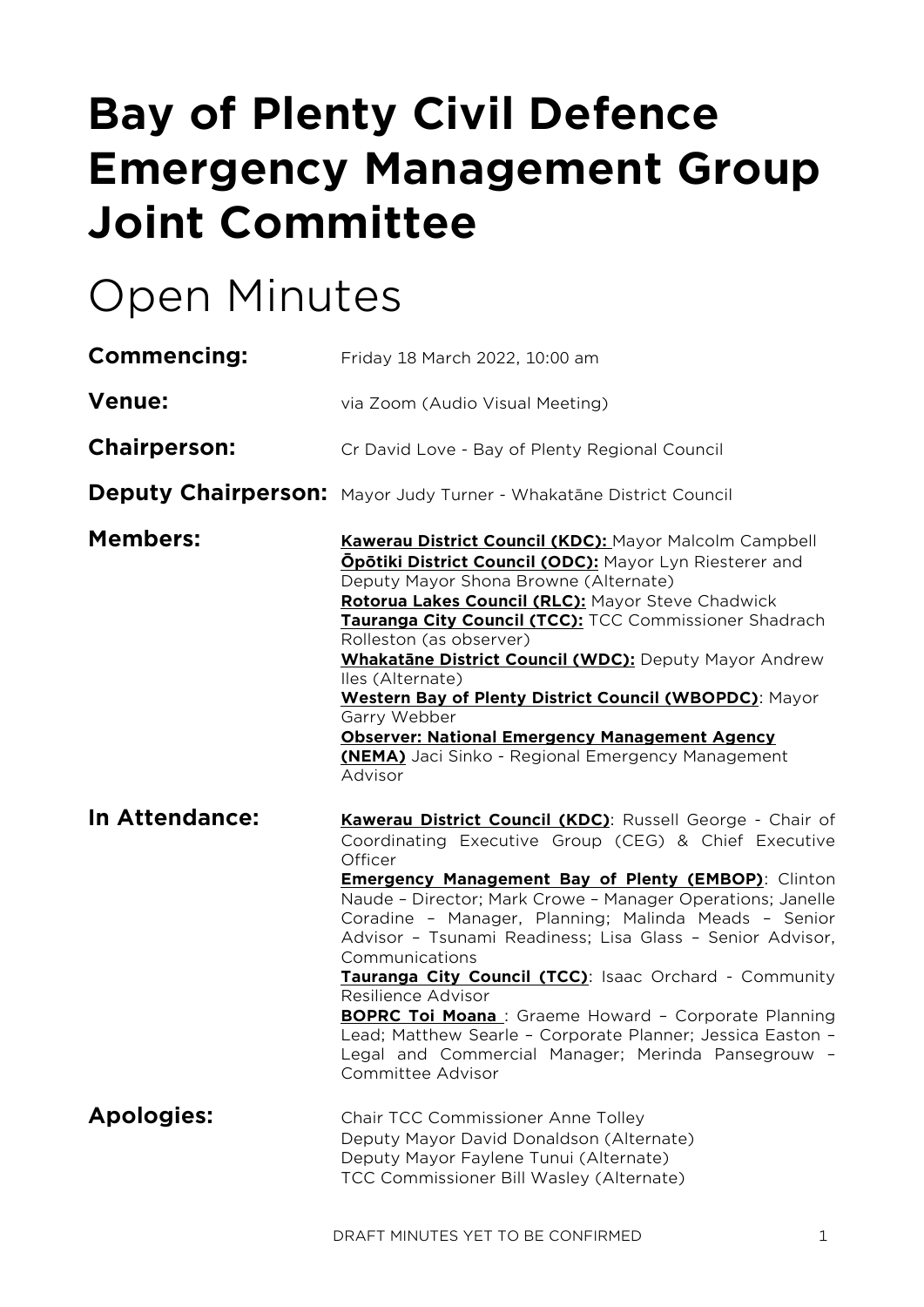# Bay of Plenty Civil Defence Emergency Management Group Joint Committee

## Open Minutes

**Commencing:** Friday 18 March 2022, 10:00 am

**Venue:** via Zoom (Audio Visual Meeting)

**Chairperson:** Cr David Love - Bay of Plenty Regional Council

**Deputy Chairperson:** Mayor Judy Turner - Whakatāne District Council

**Members:**

**Kawerau District Council (KDC):** Mayor Malcolm Campbell
**Ōpōtiki District Council (ODC):** Mayor Lyn Riesterer and Deputy Mayor Shona Browne (Alternate)
**Rotorua Lakes Council (RLC):** Mayor Steve Chadwick
**Tauranga City Council (TCC):** TCC Commissioner Shadrach Rolleston (as observer)
**Whakatāne District Council (WDC):** Deputy Mayor Andrew Iles (Alternate)
**Western Bay of Plenty District Council (WBOPDC)**: Mayor Garry Webber
**Observer: National Emergency Management Agency (NEMA)** Jaci Sinko - Regional Emergency Management Advisor

**In Attendance:**

**Kawerau District Council (KDC)**: Russell George - Chair of Coordinating Executive Group (CEG) & Chief Executive Officer
**Emergency Management Bay of Plenty (EMBOP)**: Clinton Naude – Director; Mark Crowe – Manager Operations; Janelle Coradine – Manager, Planning; Malinda Meads – Senior Advisor – Tsunami Readiness; Lisa Glass – Senior Advisor, Communications
**Tauranga City Council (TCC)**: Isaac Orchard - Community Resilience Advisor
**BOPRC Toi Moana** : Graeme Howard – Corporate Planning Lead; Matthew Searle – Corporate Planner; Jessica Easton – Legal and Commercial Manager; Merinda Pansegrouw – Committee Advisor

**Apologies:**

Chair TCC Commissioner Anne Tolley
Deputy Mayor David Donaldson (Alternate)
Deputy Mayor Faylene Tunui (Alternate)
TCC Commissioner Bill Wasley (Alternate)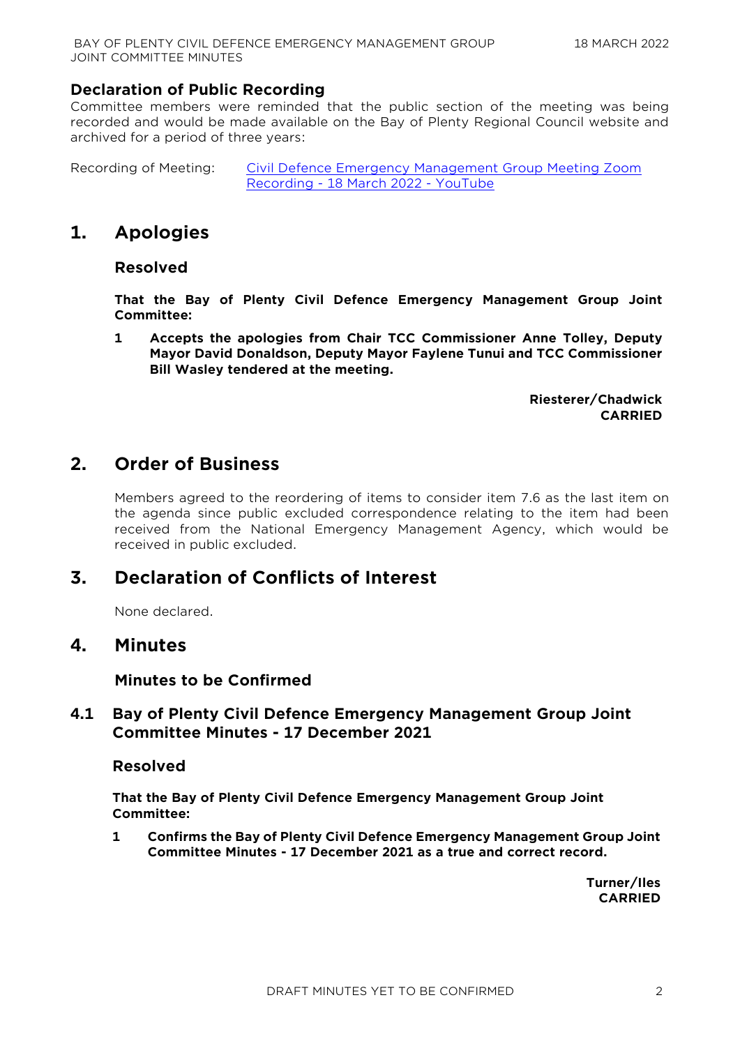## Declaration of Public Recording

Committee members were reminded that the public section of the meeting was being recorded and would be made available on the Bay of Plenty Regional Council website and archived for a period of three years:

Recording of Meeting: Civil Defence Emergency Management Group Meeting Zoom Recording - 18 March 2022 - YouTube

# 1. Apologies

### Resolved

**That the Bay of Plenty Civil Defence Emergency Management Group Joint Committee:**

**1 Accepts the apologies from Chair TCC Commissioner Anne Tolley, Deputy Mayor David Donaldson, Deputy Mayor Faylene Tunui and TCC Commissioner Bill Wasley tendered at the meeting.**

**Riesterer/Chadwick**
**CARRIED**

# 2. Order of Business

Members agreed to the reordering of items to consider item 7.6 as the last item on the agenda since public excluded correspondence relating to the item had been received from the National Emergency Management Agency, which would be received in public excluded.

# 3. Declaration of Conflicts of Interest

None declared.

# 4. Minutes

### Minutes to be Confirmed

## 4.1 Bay of Plenty Civil Defence Emergency Management Group Joint Committee Minutes - 17 December 2021

### Resolved

**That the Bay of Plenty Civil Defence Emergency Management Group Joint Committee:**

**1 Confirms the Bay of Plenty Civil Defence Emergency Management Group Joint Committee Minutes - 17 December 2021 as a true and correct record.**

**Turner/Iles**
**CARRIED**

DRAFT MINUTES YET TO BE CONFIRMED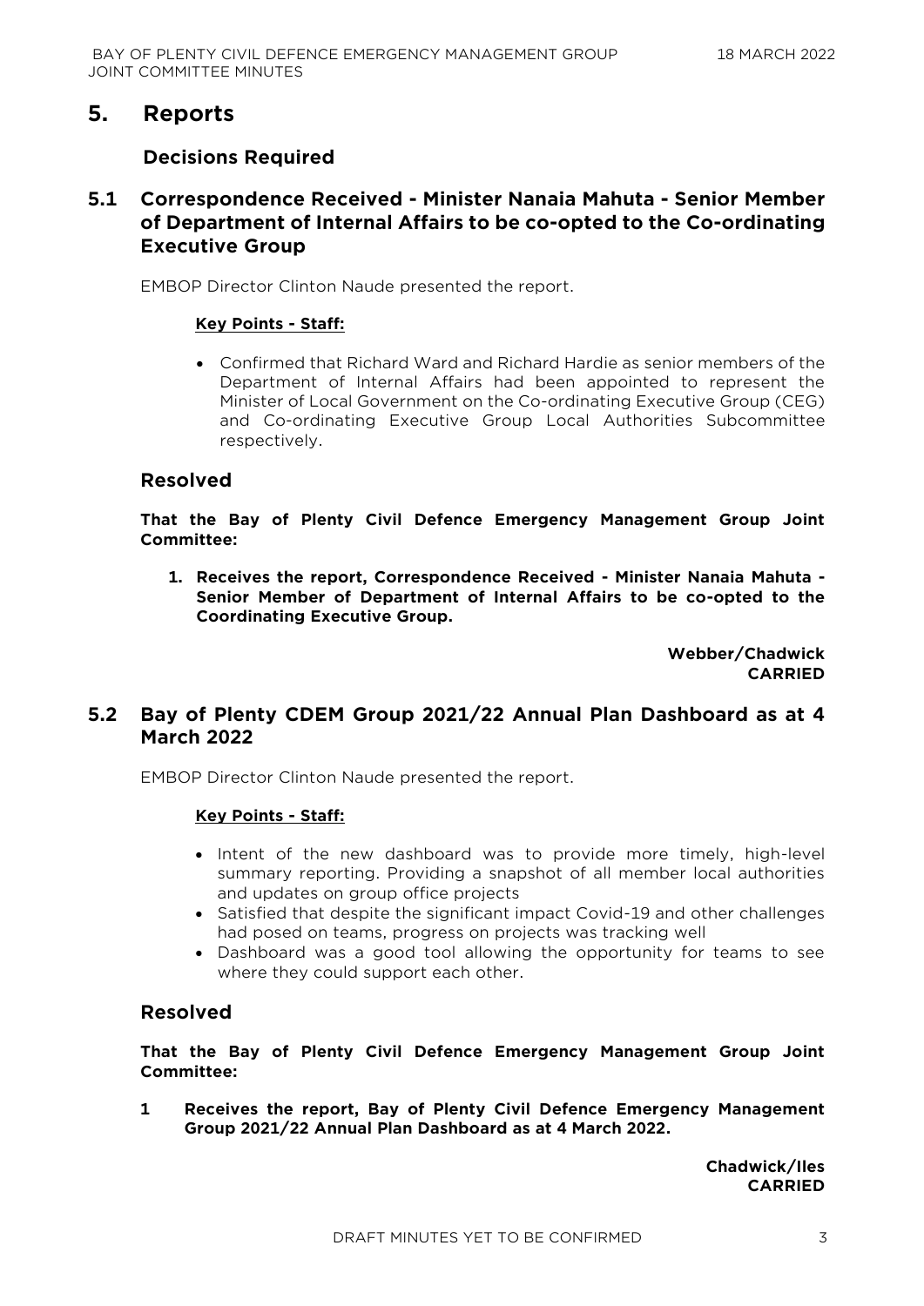# 5. Reports

## Decisions Required

### 5.1 Correspondence Received - Minister Nanaia Mahuta - Senior Member of Department of Internal Affairs to be co-opted to the Co-ordinating Executive Group

EMBOP Director Clinton Naude presented the report.

**Key Points - Staff:**

- Confirmed that Richard Ward and Richard Hardie as senior members of the Department of Internal Affairs had been appointed to represent the Minister of Local Government on the Co-ordinating Executive Group (CEG) and Co-ordinating Executive Group Local Authorities Subcommittee respectively.

### Resolved

**That the Bay of Plenty Civil Defence Emergency Management Group Joint Committee:**

1. **Receives the report, Correspondence Received - Minister Nanaia Mahuta - Senior Member of Department of Internal Affairs to be co-opted to the Coordinating Executive Group.**

**Webber/Chadwick**
**CARRIED**

### 5.2 Bay of Plenty CDEM Group 2021/22 Annual Plan Dashboard as at 4 March 2022

EMBOP Director Clinton Naude presented the report.

**Key Points - Staff:**

- Intent of the new dashboard was to provide more timely, high-level summary reporting. Providing a snapshot of all member local authorities and updates on group office projects
- Satisfied that despite the significant impact Covid-19 and other challenges had posed on teams, progress on projects was tracking well
- Dashboard was a good tool allowing the opportunity for teams to see where they could support each other.

### Resolved

**That the Bay of Plenty Civil Defence Emergency Management Group Joint Committee:**

1 **Receives the report, Bay of Plenty Civil Defence Emergency Management Group 2021/22 Annual Plan Dashboard as at 4 March 2022.**

**Chadwick/Iles**
**CARRIED**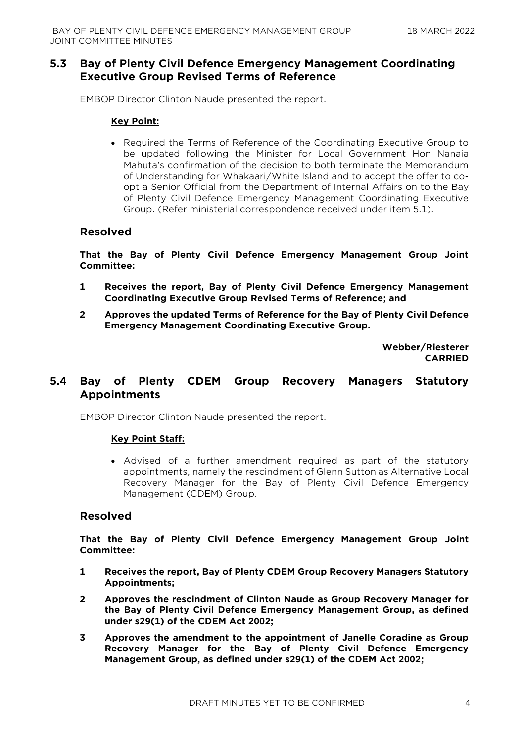## 5.3 Bay of Plenty Civil Defence Emergency Management Coordinating Executive Group Revised Terms of Reference

EMBOP Director Clinton Naude presented the report.

**Key Point:**

- Required the Terms of Reference of the Coordinating Executive Group to be updated following the Minister for Local Government Hon Nanaia Mahuta's confirmation of the decision to both terminate the Memorandum of Understanding for Whakaari/White Island and to accept the offer to co-opt a Senior Official from the Department of Internal Affairs on to the Bay of Plenty Civil Defence Emergency Management Coordinating Executive Group. (Refer ministerial correspondence received under item 5.1).

### Resolved

**That the Bay of Plenty Civil Defence Emergency Management Group Joint Committee:**

**1 Receives the report, Bay of Plenty Civil Defence Emergency Management Coordinating Executive Group Revised Terms of Reference; and**

**2 Approves the updated Terms of Reference for the Bay of Plenty Civil Defence Emergency Management Coordinating Executive Group.**

**Webber/Riesterer**
**CARRIED**

## 5.4 Bay of Plenty CDEM Group Recovery Managers Statutory Appointments

EMBOP Director Clinton Naude presented the report.

**Key Point Staff:**

- Advised of a further amendment required as part of the statutory appointments, namely the rescindment of Glenn Sutton as Alternative Local Recovery Manager for the Bay of Plenty Civil Defence Emergency Management (CDEM) Group.

### Resolved

**That the Bay of Plenty Civil Defence Emergency Management Group Joint Committee:**

**1 Receives the report, Bay of Plenty CDEM Group Recovery Managers Statutory Appointments;**

**2 Approves the rescindment of Clinton Naude as Group Recovery Manager for the Bay of Plenty Civil Defence Emergency Management Group, as defined under s29(1) of the CDEM Act 2002;**

**3 Approves the amendment to the appointment of Janelle Coradine as Group Recovery Manager for the Bay of Plenty Civil Defence Emergency Management Group, as defined under s29(1) of the CDEM Act 2002;**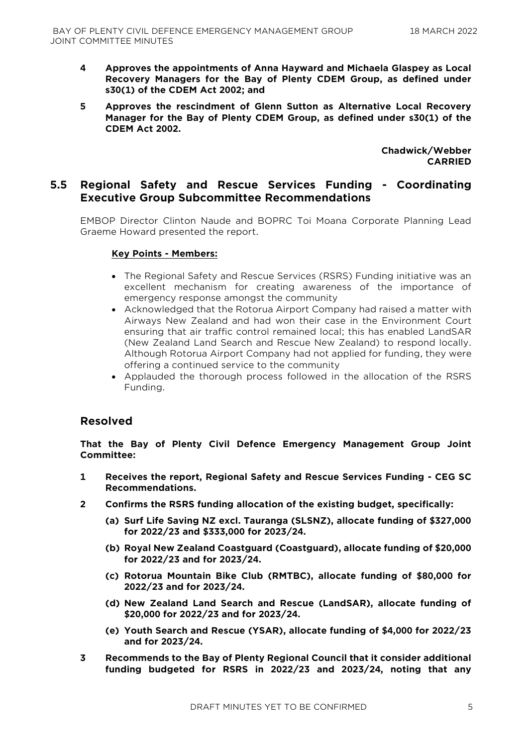**4 Approves the appointments of Anna Hayward and Michaela Glaspey as Local Recovery Managers for the Bay of Plenty CDEM Group, as defined under s30(1) of the CDEM Act 2002; and**

**5 Approves the rescindment of Glenn Sutton as Alternative Local Recovery Manager for the Bay of Plenty CDEM Group, as defined under s30(1) of the CDEM Act 2002.**

**Chadwick/Webber**
**CARRIED**

## 5.5 Regional Safety and Rescue Services Funding - Coordinating Executive Group Subcommittee Recommendations

EMBOP Director Clinton Naude and BOPRC Toi Moana Corporate Planning Lead Graeme Howard presented the report.

**Key Points - Members:**

- The Regional Safety and Rescue Services (RSRS) Funding initiative was an excellent mechanism for creating awareness of the importance of emergency response amongst the community
- Acknowledged that the Rotorua Airport Company had raised a matter with Airways New Zealand and had won their case in the Environment Court ensuring that air traffic control remained local; this has enabled LandSAR (New Zealand Land Search and Rescue New Zealand) to respond locally. Although Rotorua Airport Company had not applied for funding, they were offering a continued service to the community
- Applauded the thorough process followed in the allocation of the RSRS Funding.

### Resolved

**That the Bay of Plenty Civil Defence Emergency Management Group Joint Committee:**

**1 Receives the report, Regional Safety and Rescue Services Funding - CEG SC Recommendations.**

**2 Confirms the RSRS funding allocation of the existing budget, specifically:**

**(a) Surf Life Saving NZ excl. Tauranga (SLSNZ), allocate funding of $327,000 for 2022/23 and $333,000 for 2023/24.**

**(b) Royal New Zealand Coastguard (Coastguard), allocate funding of $20,000 for 2022/23 and for 2023/24.**

**(c) Rotorua Mountain Bike Club (RMTBC), allocate funding of $80,000 for 2022/23 and for 2023/24.**

**(d) New Zealand Land Search and Rescue (LandSAR), allocate funding of $20,000 for 2022/23 and for 2023/24.**

**(e) Youth Search and Rescue (YSAR), allocate funding of $4,000 for 2022/23 and for 2023/24.**

**3 Recommends to the Bay of Plenty Regional Council that it consider additional funding budgeted for RSRS in 2022/23 and 2023/24, noting that any**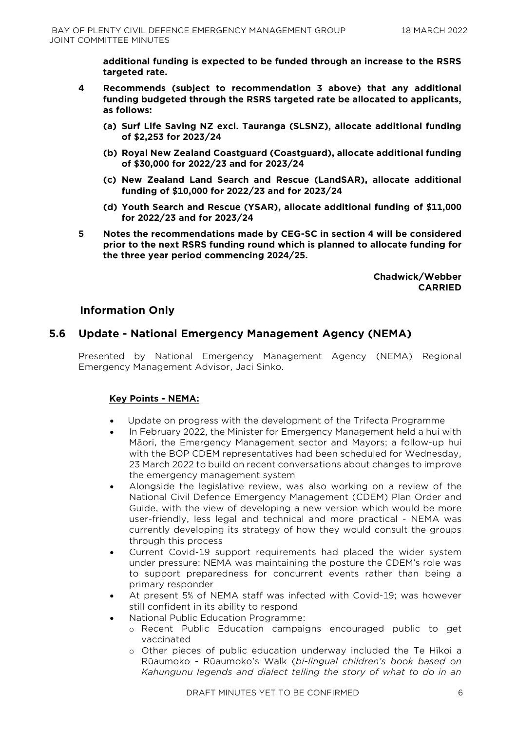**additional funding is expected to be funded through an increase to the RSRS targeted rate.**

4 **Recommends (subject to recommendation 3 above) that any additional funding budgeted through the RSRS targeted rate be allocated to applicants, as follows:**

   **(a) Surf Life Saving NZ excl. Tauranga (SLSNZ), allocate additional funding of $2,253 for 2023/24**

   **(b) Royal New Zealand Coastguard (Coastguard), allocate additional funding of $30,000 for 2022/23 and for 2023/24**

   **(c) New Zealand Land Search and Rescue (LandSAR), allocate additional funding of $10,000 for 2022/23 and for 2023/24**

   **(d) Youth Search and Rescue (YSAR), allocate additional funding of $11,000 for 2022/23 and for 2023/24**

5 **Notes the recommendations made by CEG-SC in section 4 will be considered prior to the next RSRS funding round which is planned to allocate funding for the three year period commencing 2024/25.**

**Chadwick/Webber**
**CARRIED**

## Information Only

## 5.6 Update - National Emergency Management Agency (NEMA)

Presented by National Emergency Management Agency (NEMA) Regional Emergency Management Advisor, Jaci Sinko.

**Key Points - NEMA:**

- Update on progress with the development of the Trifecta Programme
- In February 2022, the Minister for Emergency Management held a hui with Māori, the Emergency Management sector and Mayors; a follow-up hui with the BOP CDEM representatives had been scheduled for Wednesday, 23 March 2022 to build on recent conversations about changes to improve the emergency management system
- Alongside the legislative review, was also working on a review of the National Civil Defence Emergency Management (CDEM) Plan Order and Guide, with the view of developing a new version which would be more user-friendly, less legal and technical and more practical - NEMA was currently developing its strategy of how they would consult the groups through this process
- Current Covid-19 support requirements had placed the wider system under pressure: NEMA was maintaining the posture the CDEM's role was to support preparedness for concurrent events rather than being a primary responder
- At present 5% of NEMA staff was infected with Covid-19; was however still confident in its ability to respond
- National Public Education Programme:
  - Recent Public Education campaigns encouraged public to get vaccinated
  - Other pieces of public education underway included the Te Hīkoi a Rūaumoko - Rūaumoko's Walk (*bi-lingual children's book based on Kahungunu legends and dialect telling the story of what to do in an*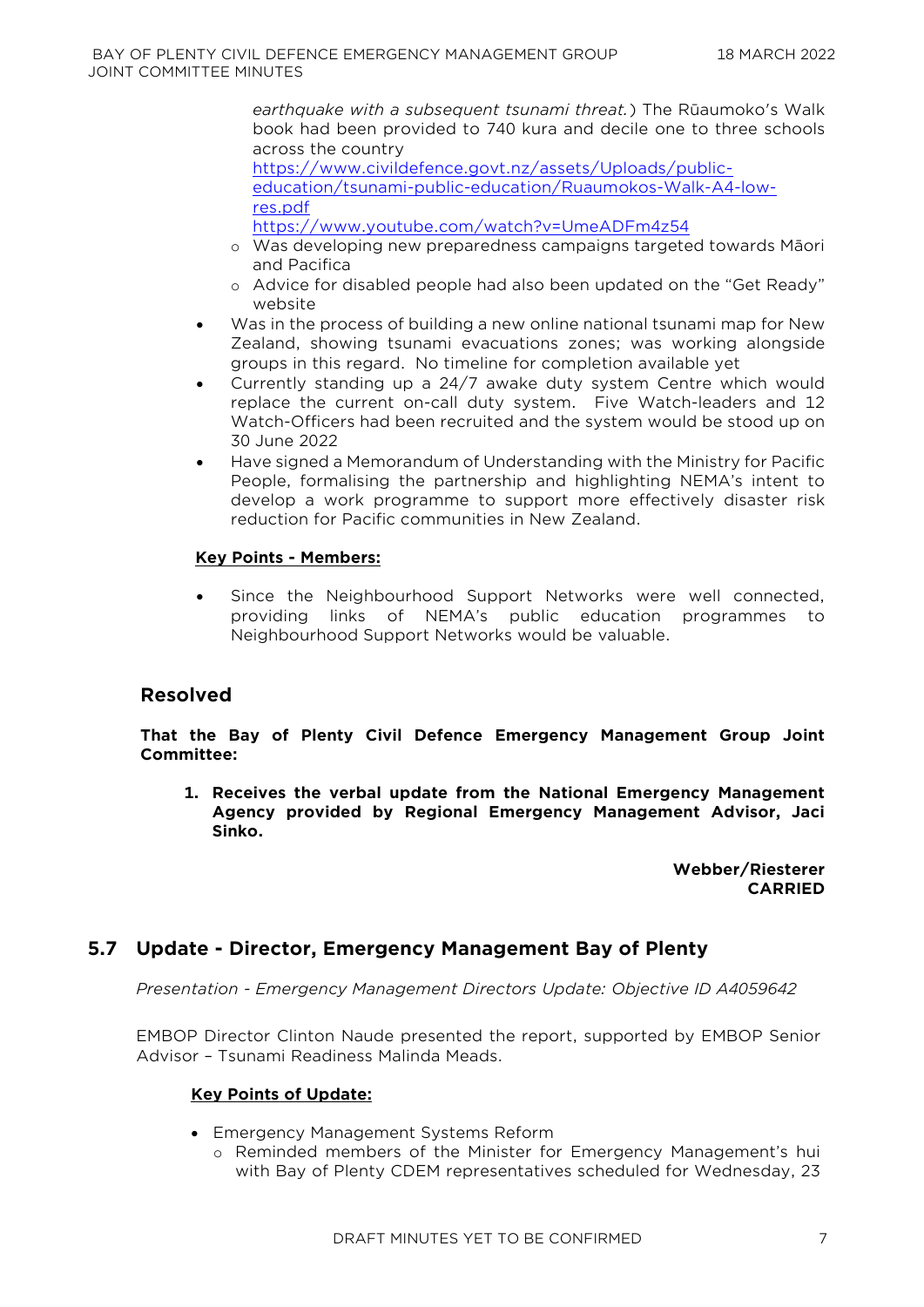*earthquake with a subsequent tsunami threat.*) The Rūaumoko's Walk book had been provided to 740 kura and decile one to three schools across the country https://www.civildefence.govt.nz/assets/Uploads/public-education/tsunami-public-education/Ruaumokos-Walk-A4-low-res.pdf https://www.youtube.com/watch?v=UmeADFm4z54
    - Was developing new preparedness campaigns targeted towards Māori and Pacifica
    - Advice for disabled people had also been updated on the "Get Ready" website
- Was in the process of building a new online national tsunami map for New Zealand, showing tsunami evacuations zones; was working alongside groups in this regard. No timeline for completion available yet
- Currently standing up a 24/7 awake duty system Centre which would replace the current on-call duty system. Five Watch-leaders and 12 Watch-Officers had been recruited and the system would be stood up on 30 June 2022
- Have signed a Memorandum of Understanding with the Ministry for Pacific People, formalising the partnership and highlighting NEMA's intent to develop a work programme to support more effectively disaster risk reduction for Pacific communities in New Zealand.

**Key Points - Members:**

- Since the Neighbourhood Support Networks were well connected, providing links of NEMA's public education programmes to Neighbourhood Support Networks would be valuable.

## Resolved

**That the Bay of Plenty Civil Defence Emergency Management Group Joint Committee:**

1. **Receives the verbal update from the National Emergency Management Agency provided by Regional Emergency Management Advisor, Jaci Sinko.**

**Webber/Riesterer**
**CARRIED**

## 5.7 Update - Director, Emergency Management Bay of Plenty

*Presentation - Emergency Management Directors Update: Objective ID A4059642*

EMBOP Director Clinton Naude presented the report, supported by EMBOP Senior Advisor – Tsunami Readiness Malinda Meads.

**Key Points of Update:**

- Emergency Management Systems Reform
    - Reminded members of the Minister for Emergency Management's hui with Bay of Plenty CDEM representatives scheduled for Wednesday, 23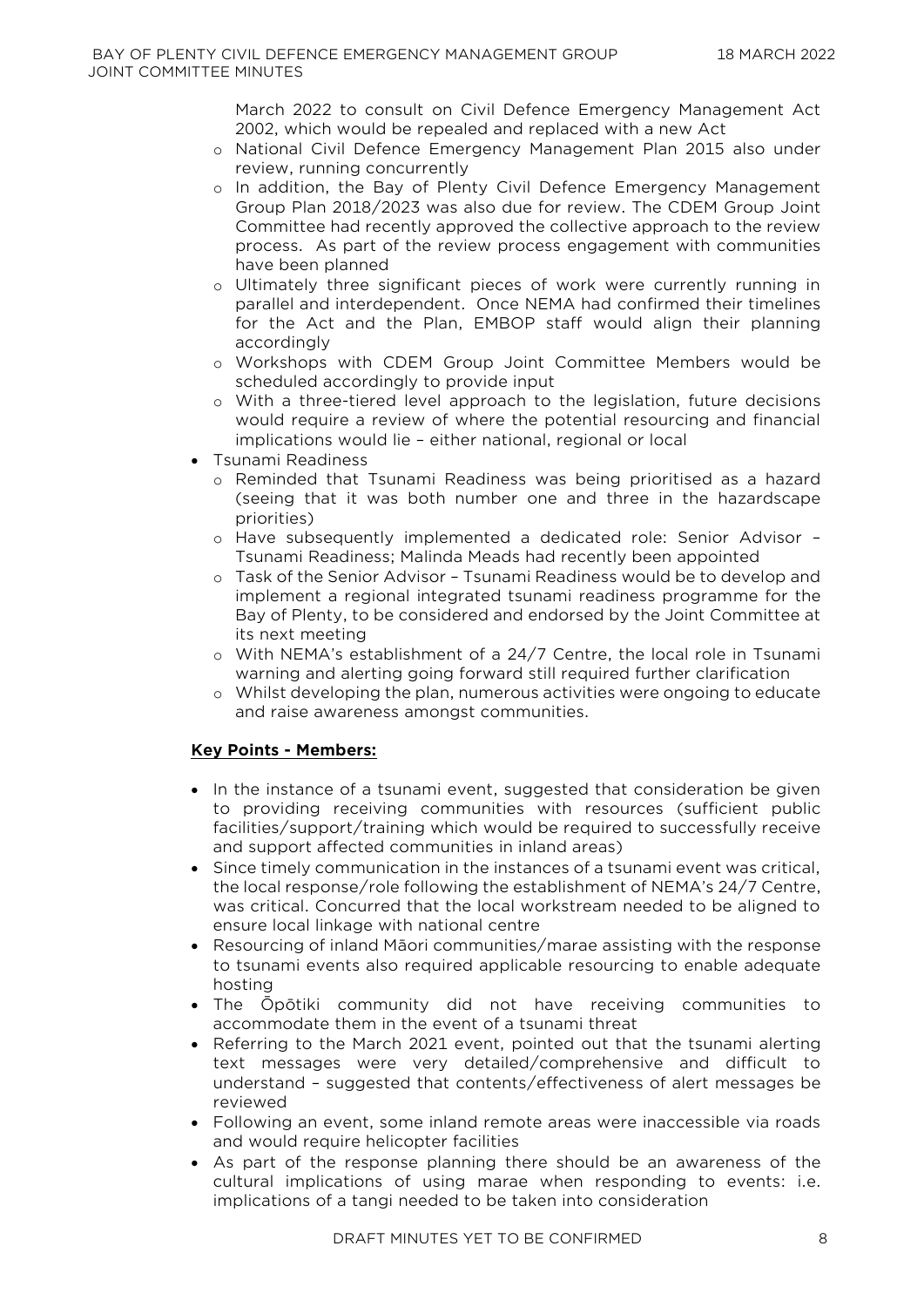March 2022 to consult on Civil Defence Emergency Management Act 2002, which would be repealed and replaced with a new Act
  - National Civil Defence Emergency Management Plan 2015 also under review, running concurrently
  - In addition, the Bay of Plenty Civil Defence Emergency Management Group Plan 2018/2023 was also due for review. The CDEM Group Joint Committee had recently approved the collective approach to the review process. As part of the review process engagement with communities have been planned
  - Ultimately three significant pieces of work were currently running in parallel and interdependent. Once NEMA had confirmed their timelines for the Act and the Plan, EMBOP staff would align their planning accordingly
  - Workshops with CDEM Group Joint Committee Members would be scheduled accordingly to provide input
  - With a three-tiered level approach to the legislation, future decisions would require a review of where the potential resourcing and financial implications would lie – either national, regional or local
- Tsunami Readiness
  - Reminded that Tsunami Readiness was being prioritised as a hazard (seeing that it was both number one and three in the hazardscape priorities)
  - Have subsequently implemented a dedicated role: Senior Advisor – Tsunami Readiness; Malinda Meads had recently been appointed
  - Task of the Senior Advisor – Tsunami Readiness would be to develop and implement a regional integrated tsunami readiness programme for the Bay of Plenty, to be considered and endorsed by the Joint Committee at its next meeting
  - With NEMA's establishment of a 24/7 Centre, the local role in Tsunami warning and alerting going forward still required further clarification
  - Whilst developing the plan, numerous activities were ongoing to educate and raise awareness amongst communities.

**Key Points - Members:**

- In the instance of a tsunami event, suggested that consideration be given to providing receiving communities with resources (sufficient public facilities/support/training which would be required to successfully receive and support affected communities in inland areas)
- Since timely communication in the instances of a tsunami event was critical, the local response/role following the establishment of NEMA's 24/7 Centre, was critical. Concurred that the local workstream needed to be aligned to ensure local linkage with national centre
- Resourcing of inland Māori communities/marae assisting with the response to tsunami events also required applicable resourcing to enable adequate hosting
- The Ōpōtiki community did not have receiving communities to accommodate them in the event of a tsunami threat
- Referring to the March 2021 event, pointed out that the tsunami alerting text messages were very detailed/comprehensive and difficult to understand – suggested that contents/effectiveness of alert messages be reviewed
- Following an event, some inland remote areas were inaccessible via roads and would require helicopter facilities
- As part of the response planning there should be an awareness of the cultural implications of using marae when responding to events: i.e. implications of a tangi needed to be taken into consideration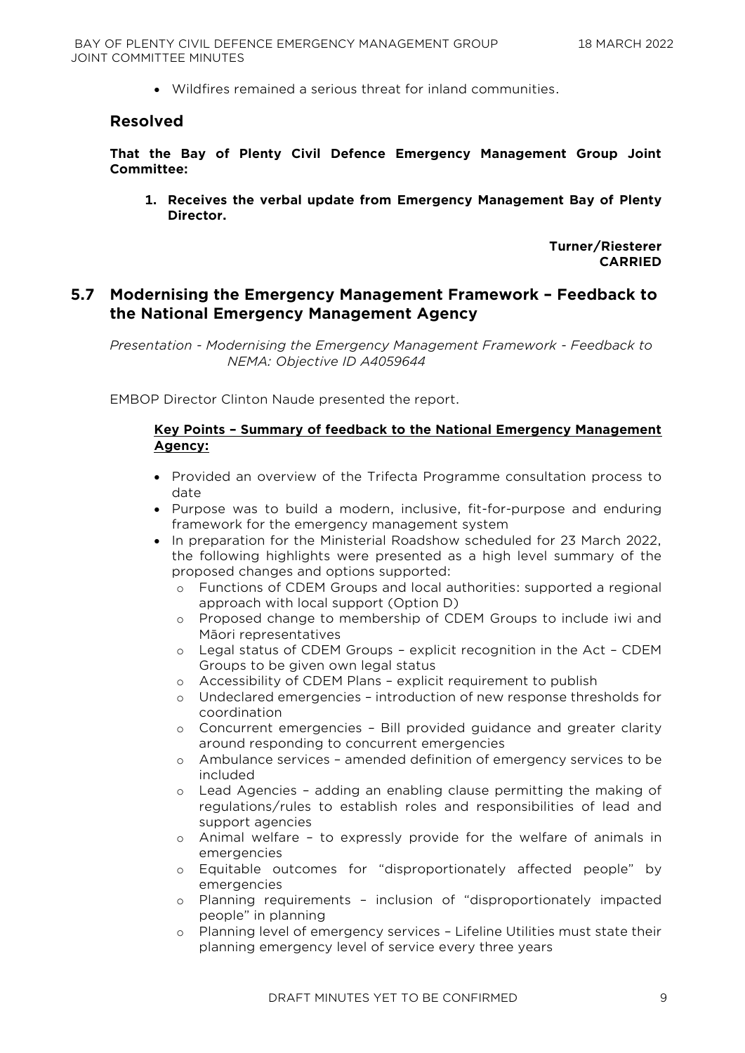- Wildfires remained a serious threat for inland communities.

## Resolved

**That the Bay of Plenty Civil Defence Emergency Management Group Joint Committee:**

**1. Receives the verbal update from Emergency Management Bay of Plenty Director.**

**Turner/Riesterer**
**CARRIED**

## 5.7 Modernising the Emergency Management Framework – Feedback to the National Emergency Management Agency

*Presentation - Modernising the Emergency Management Framework - Feedback to NEMA: Objective ID A4059644*

EMBOP Director Clinton Naude presented the report.

**Key Points – Summary of feedback to the National Emergency Management Agency:**

- Provided an overview of the Trifecta Programme consultation process to date
- Purpose was to build a modern, inclusive, fit-for-purpose and enduring framework for the emergency management system
- In preparation for the Ministerial Roadshow scheduled for 23 March 2022, the following highlights were presented as a high level summary of the proposed changes and options supported:
  - Functions of CDEM Groups and local authorities: supported a regional approach with local support (Option D)
  - Proposed change to membership of CDEM Groups to include iwi and Māori representatives
  - Legal status of CDEM Groups – explicit recognition in the Act – CDEM Groups to be given own legal status
  - Accessibility of CDEM Plans – explicit requirement to publish
  - Undeclared emergencies – introduction of new response thresholds for coordination
  - Concurrent emergencies – Bill provided guidance and greater clarity around responding to concurrent emergencies
  - Ambulance services – amended definition of emergency services to be included
  - Lead Agencies – adding an enabling clause permitting the making of regulations/rules to establish roles and responsibilities of lead and support agencies
  - Animal welfare – to expressly provide for the welfare of animals in emergencies
  - Equitable outcomes for "disproportionately affected people" by emergencies
  - Planning requirements – inclusion of "disproportionately impacted people" in planning
  - Planning level of emergency services – Lifeline Utilities must state their planning emergency level of service every three years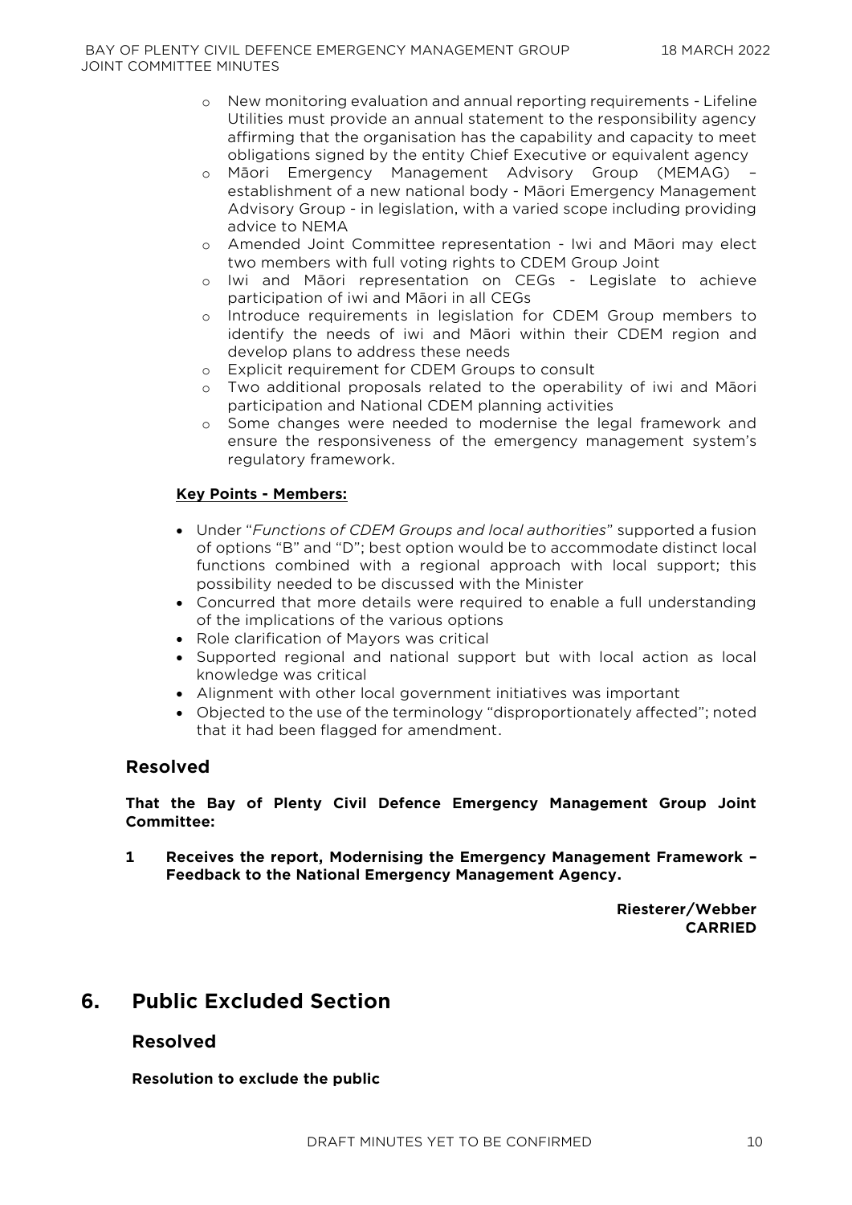- New monitoring evaluation and annual reporting requirements - Lifeline Utilities must provide an annual statement to the responsibility agency affirming that the organisation has the capability and capacity to meet obligations signed by the entity Chief Executive or equivalent agency
- Māori Emergency Management Advisory Group (MEMAG) – establishment of a new national body - Māori Emergency Management Advisory Group - in legislation, with a varied scope including providing advice to NEMA
- Amended Joint Committee representation - Iwi and Māori may elect two members with full voting rights to CDEM Group Joint
- Iwi and Māori representation on CEGs - Legislate to achieve participation of iwi and Māori in all CEGs
- Introduce requirements in legislation for CDEM Group members to identify the needs of iwi and Māori within their CDEM region and develop plans to address these needs
- Explicit requirement for CDEM Groups to consult
- Two additional proposals related to the operability of iwi and Māori participation and National CDEM planning activities
- Some changes were needed to modernise the legal framework and ensure the responsiveness of the emergency management system's regulatory framework.

**Key Points - Members:**

- Under "*Functions of CDEM Groups and local authorities*" supported a fusion of options "B" and "D"; best option would be to accommodate distinct local functions combined with a regional approach with local support; this possibility needed to be discussed with the Minister
- Concurred that more details were required to enable a full understanding of the implications of the various options
- Role clarification of Mayors was critical
- Supported regional and national support but with local action as local knowledge was critical
- Alignment with other local government initiatives was important
- Objected to the use of the terminology "disproportionately affected"; noted that it had been flagged for amendment.

### Resolved

**That the Bay of Plenty Civil Defence Emergency Management Group Joint Committee:**

**1 Receives the report, Modernising the Emergency Management Framework – Feedback to the National Emergency Management Agency.**

**Riesterer/Webber**
**CARRIED**

## 6. Public Excluded Section

### Resolved

**Resolution to exclude the public**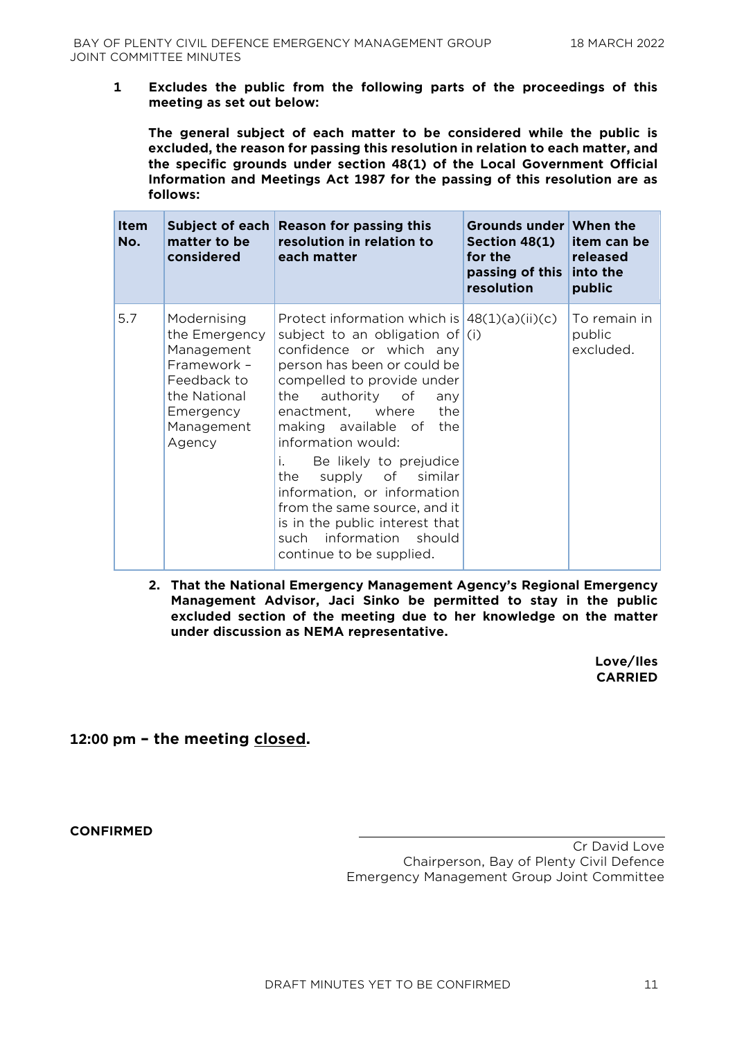**1 Excludes the public from the following parts of the proceedings of this meeting as set out below:**

**The general subject of each matter to be considered while the public is excluded, the reason for passing this resolution in relation to each matter, and the specific grounds under section 48(1) of the Local Government Official Information and Meetings Act 1987 for the passing of this resolution are as follows:**

| Item No. | Subject of each matter to be considered | Reason for passing this resolution in relation to each matter | Grounds under Section 48(1) for the passing of this resolution | When the item can be released into the public |
|---|---|---|---|---|
| 5.7 | Modernising the Emergency Management Framework – Feedback to the National Emergency Management Agency | Protect information which is subject to an obligation of confidence or which any person has been or could be compelled to provide under the authority of any enactment, where the making available of the information would: i. Be likely to prejudice the supply of similar information, or information from the same source, and it is in the public interest that such information should continue to be supplied. | 48(1)(a)(ii)(c)(i) | To remain in public excluded. |

**2. That the National Emergency Management Agency's Regional Emergency Management Advisor, Jaci Sinko be permitted to stay in the public excluded section of the meeting due to her knowledge on the matter under discussion as NEMA representative.**

**Love/Iles**
**CARRIED**

**12:00 pm – the meeting closed.**

**CONFIRMED**

Cr David Love
Chairperson, Bay of Plenty Civil Defence Emergency Management Group Joint Committee